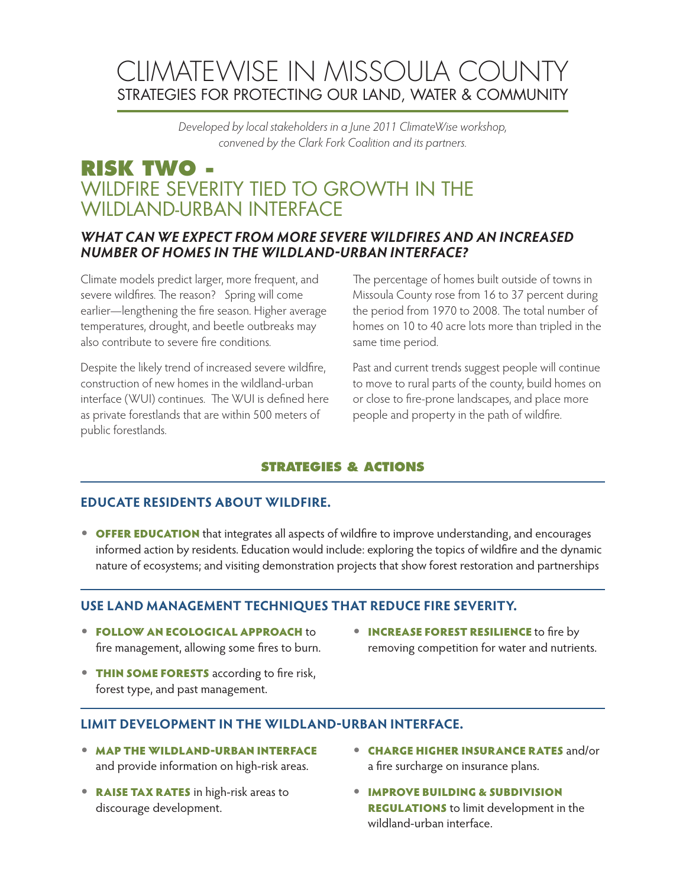# CLIMATEWISE IN MISSOULA COUNTY

## STRATEGIES FOR PROTECTING OUR LAND, WATER & COMMUNITY

*Developed by local stakeholders in a June 2011 ClimateWise workshop, convened by the Clark Fork Coalition and its partners.*

# RISK TWO - WILDFIRE SEVERITY TIED TO GROWTH IN THE WILDLAND-URBAN INTERFACE

### *WHAT CAN WE EXPECT FROM MORE SEVERE WILDFIRES AND AN INCREASED NUMBER OF HOMES IN THE WILDLAND-URBAN INTERFACE?*

Climate models predict larger, more frequent, and severe wildfires. The reason? Spring will come earlier—lengthening the fire season. Higher average temperatures, drought, and beetle outbreaks may also contribute to severe fire conditions.

Despite the likely trend of increased severe wildfire, construction of new homes in the wildland-urban interface (WUI) continues. The WUI is defined here as private forestlands that are within 500 meters of public forestlands.

The percentage of homes built outside of towns in Missoula County rose from 16 to 37 percent during the period from 1970 to 2008. The total number of homes on 10 to 40 acre lots more than tripled in the same time period.

Past and current trends suggest people will continue to move to rural parts of the county, build homes on or close to fire-prone landscapes, and place more people and property in the path of wildfire.

## STRATEGIES & ACTIONS

### EDUCATE RESIDENTS ABOUT WILDFIRE.

- **OFFER EDUCATION** that integrates all aspects of wildfire to improve understanding, and encourages informed action by residents. Education would include: exploring the topics of wildfire and the dynamic nature of ecosystems; and visiting demonstration projects that show forest restoration and partnerships

### USE LAND MANAGEMENT TECHNIQUES THAT REDUCE FIRE SEVERITY.

- **FOLLOW AN ECOLOGICAL APPROACH** to fire management, allowing some fires to burn.
- **THIN SOME FORESTS** according to fire risk, forest type, and past management.
- **INCREASE FOREST RESILIENCE** to fire by removing competition for water and nutrients.

### LIMIT DEVELOPMENT IN THE WILDLAND-URBAN INTERFACE.

- **MAP THE WILDLAND-URBAN INTERFACE** and provide information on high-risk areas.
- **RAISE TAX RATES** in high-risk areas to discourage development.
- **CHARGE HIGHER INSURANCE RATES** and/or a fire surcharge on insurance plans.
- **IMPROVE BUILDING & SUBDIVISION REGULATIONS** to limit development in the wildland-urban interface.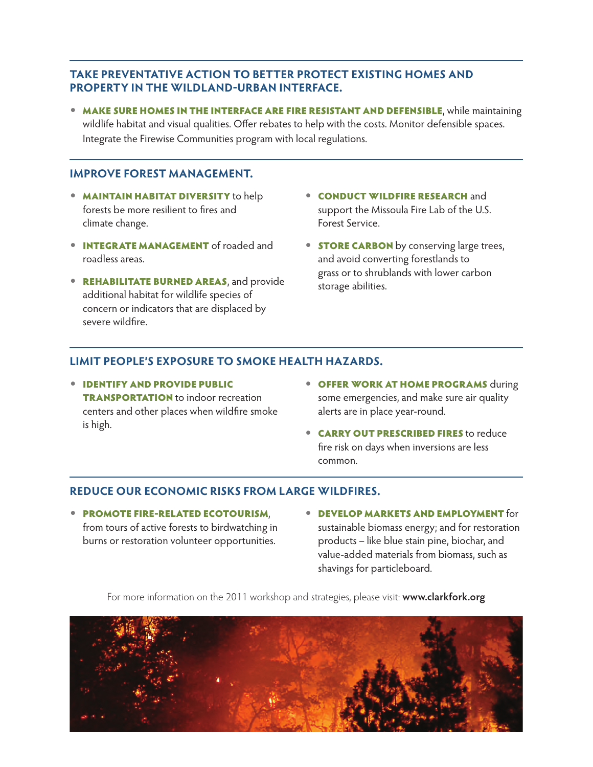## TAKE PREVENTATIVE ACTION TO BETTER PROTECT EXISTING HOMES AND PROPERTY IN THE WILDLAND-URBAN INTERFACE.

- **MAKE SURE HOMES IN THE INTERFACE ARE FIRE RESISTANT AND DEFENSIBLE**, while maintaining wildlife habitat and visual qualities. Offer rebates to help with the costs. Monitor defensible spaces. Integrate the Firewise Communities program with local regulations.

## IMPROVE FOREST MANAGEMENT.

- **MAINTAIN HABITAT DIVERSITY** to help forests be more resilient to fires and climate change.
- **INTEGRATE MANAGEMENT** of roaded and roadless areas.
- **REHABILITATE BURNED AREAS**, and provide additional habitat for wildlife species of concern or indicators that are displaced by severe wildfire.
- **CONDUCT WILDFIRE RESEARCH** and support the Missoula Fire Lab of the U.S. Forest Service.
- **STORE CARBON** by conserving large trees, and avoid converting forestlands to grass or to shrublands with lower carbon storage abilities.

## LIMIT PEOPLE'S EXPOSURE TO SMOKE HEALTH HAZARDS.

- **IDENTIFY AND PROVIDE PUBLIC TRANSPORTATION** to indoor recreation centers and other places when wildfire smoke is high.
- **OFFER WORK AT HOME PROGRAMS** during some emergencies, and make sure air quality alerts are in place year-round.
- **CARRY OUT PRESCRIBED FIRES** to reduce fire risk on days when inversions are less common.

## REDUCE OUR ECONOMIC RISKS FROM LARGE WILDFIRES.

- **PROMOTE FIRE-RELATED ECOTOURISM**, from tours of active forests to birdwatching in burns or restoration volunteer opportunities.
- **DEVELOP MARKETS AND EMPLOYMENT** for sustainable biomass energy; and for restoration products – like blue stain pine, biochar, and value-added materials from biomass, such as shavings for particleboard.

For more information on the 2011 workshop and strategies, please visit: **www.clarkfork.org**